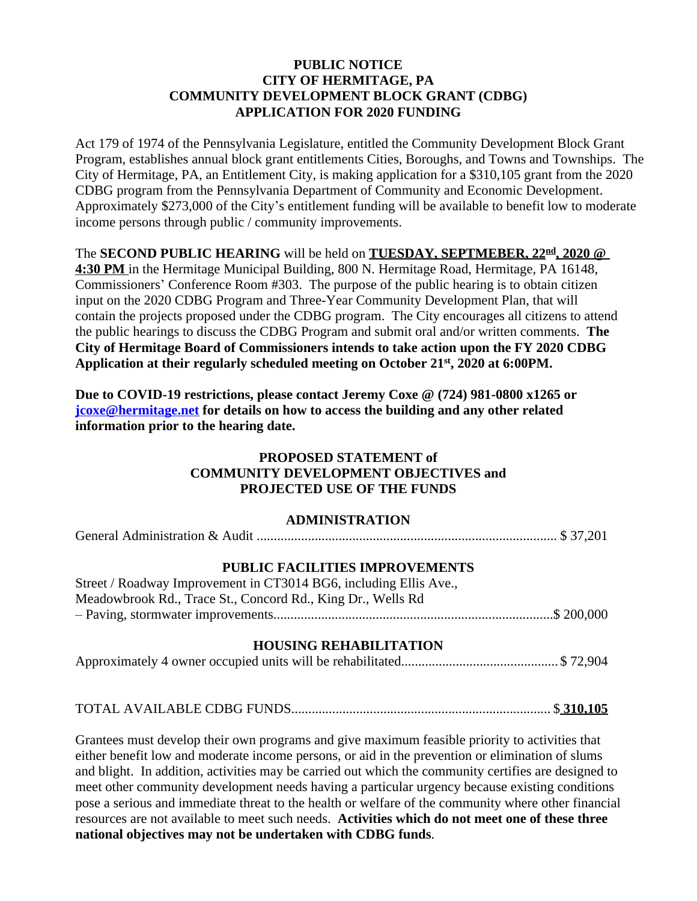**PUBLIC NOTICE**
**CITY OF HERMITAGE, PA**
**COMMUNITY DEVELOPMENT BLOCK GRANT (CDBG)**
**APPLICATION FOR 2020 FUNDING**

Act 179 of 1974 of the Pennsylvania Legislature, entitled the Community Development Block Grant Program, establishes annual block grant entitlements Cities, Boroughs, and Towns and Townships. The City of Hermitage, PA, an Entitlement City, is making application for a $310,105 grant from the 2020 CDBG program from the Pennsylvania Department of Community and Economic Development. Approximately $273,000 of the City's entitlement funding will be available to benefit low to moderate income persons through public / community improvements.

The **SECOND PUBLIC HEARING** will be held on **TUESDAY, SEPTMEBER, 22nd, 2020 @ 4:30 PM** in the Hermitage Municipal Building, 800 N. Hermitage Road, Hermitage, PA 16148, Commissioners' Conference Room #303. The purpose of the public hearing is to obtain citizen input on the 2020 CDBG Program and Three-Year Community Development Plan, that will contain the projects proposed under the CDBG program. The City encourages all citizens to attend the public hearings to discuss the CDBG Program and submit oral and/or written comments. **The City of Hermitage Board of Commissioners intends to take action upon the FY 2020 CDBG Application at their regularly scheduled meeting on October 21st, 2020 at 6:00PM.**

**Due to COVID-19 restrictions, please contact Jeremy Coxe @ (724) 981-0800 x1265 or jcoxe@hermitage.net for details on how to access the building and any other related information prior to the hearing date.**

**PROPOSED STATEMENT of**
**COMMUNITY DEVELOPMENT OBJECTIVES and**
**PROJECTED USE OF THE FUNDS**

**ADMINISTRATION**

General Administration & Audit ........................................................................................ $ 37,201

**PUBLIC FACILITIES IMPROVEMENTS**

Street / Roadway Improvement in CT3014 BG6, including Ellis Ave., Meadowbrook Rd., Trace St., Concord Rd., King Dr., Wells Rd – Paving, stormwater improvements.................................................................................$ 200,000

**HOUSING REHABILITATION**

Approximately 4 owner occupied units will be rehabilitated.............................................$ 72,904

TOTAL AVAILABLE CDBG FUNDS........................................................................... $ **310,105**

Grantees must develop their own programs and give maximum feasible priority to activities that either benefit low and moderate income persons, or aid in the prevention or elimination of slums and blight. In addition, activities may be carried out which the community certifies are designed to meet other community development needs having a particular urgency because existing conditions pose a serious and immediate threat to the health or welfare of the community where other financial resources are not available to meet such needs. **Activities which do not meet one of these three national objectives may not be undertaken with CDBG funds**.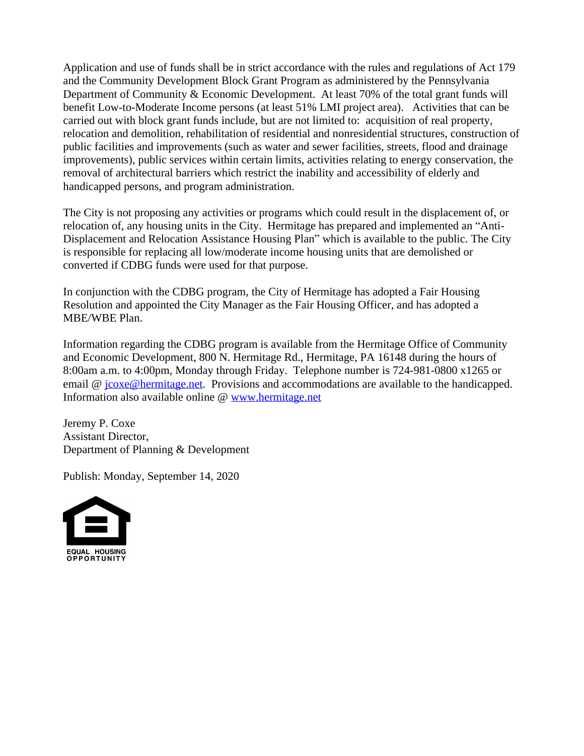Application and use of funds shall be in strict accordance with the rules and regulations of Act 179 and the Community Development Block Grant Program as administered by the Pennsylvania Department of Community & Economic Development. At least 70% of the total grant funds will benefit Low-to-Moderate Income persons (at least 51% LMI project area). Activities that can be carried out with block grant funds include, but are not limited to: acquisition of real property, relocation and demolition, rehabilitation of residential and nonresidential structures, construction of public facilities and improvements (such as water and sewer facilities, streets, flood and drainage improvements), public services within certain limits, activities relating to energy conservation, the removal of architectural barriers which restrict the inability and accessibility of elderly and handicapped persons, and program administration.

The City is not proposing any activities or programs which could result in the displacement of, or relocation of, any housing units in the City. Hermitage has prepared and implemented an "Anti-Displacement and Relocation Assistance Housing Plan" which is available to the public. The City is responsible for replacing all low/moderate income housing units that are demolished or converted if CDBG funds were used for that purpose.

In conjunction with the CDBG program, the City of Hermitage has adopted a Fair Housing Resolution and appointed the City Manager as the Fair Housing Officer, and has adopted a MBE/WBE Plan.

Information regarding the CDBG program is available from the Hermitage Office of Community and Economic Development, 800 N. Hermitage Rd., Hermitage, PA 16148 during the hours of 8:00am a.m. to 4:00pm, Monday through Friday. Telephone number is 724-981-0800 x1265 or email @ jcoxe@hermitage.net. Provisions and accommodations are available to the handicapped. Information also available online @ www.hermitage.net

Jeremy P. Coxe
Assistant Director,
Department of Planning & Development

Publish: Monday, September 14, 2020

EQUAL HOUSING OPPORTUNITY